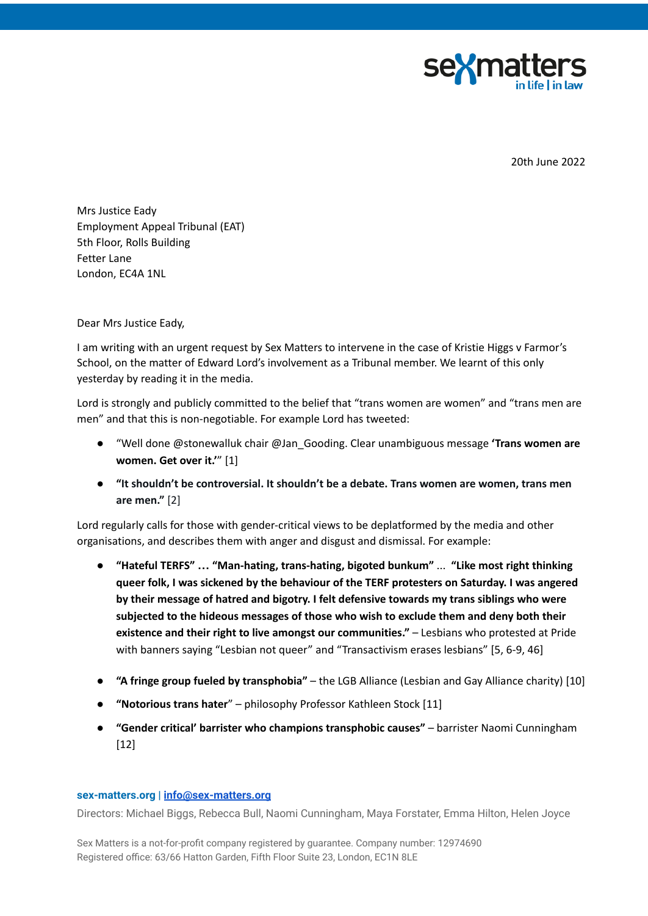sexmatters
in life | in law

20th June 2022

Mrs Justice Eady
Employment Appeal Tribunal (EAT)
5th Floor, Rolls Building
Fetter Lane
London, EC4A 1NL

Dear Mrs Justice Eady,

I am writing with an urgent request by Sex Matters to intervene in the case of Kristie Higgs v Farmor's School, on the matter of Edward Lord's involvement as a Tribunal member. We learnt of this only yesterday by reading it in the media.

Lord is strongly and publicly committed to the belief that "trans women are women" and "trans men are men" and that this is non-negotiable. For example Lord has tweeted:

- "Well done @stonewalluk chair @Jan_Gooding. Clear unambiguous message **'Trans women are women. Get over it.'**" [1]
- **"It shouldn't be controversial. It shouldn't be a debate. Trans women are women, trans men are men."** [2]

Lord regularly calls for those with gender-critical views to be deplatformed by the media and other organisations, and describes them with anger and disgust and dismissal. For example:

- **"Hateful TERFS" … "Man-hating, trans-hating, bigoted bunkum"** ... **"Like most right thinking queer folk, I was sickened by the behaviour of the TERF protesters on Saturday. I was angered by their message of hatred and bigotry. I felt defensive towards my trans siblings who were subjected to the hideous messages of those who wish to exclude them and deny both their existence and their right to live amongst our communities."** – Lesbians who protested at Pride with banners saying "Lesbian not queer" and "Transactivism erases lesbians" [5, 6-9, 46]
- **"A fringe group fueled by transphobia"** – the LGB Alliance (Lesbian and Gay Alliance charity) [10]
- **"Notorious trans hater"** – philosophy Professor Kathleen Stock [11]
- **"Gender critical' barrister who champions transphobic causes"** – barrister Naomi Cunningham [12]

**sex-matters.org** | **info@sex-matters.org**

Directors: Michael Biggs, Rebecca Bull, Naomi Cunningham, Maya Forstater, Emma Hilton, Helen Joyce

Sex Matters is a not-for-profit company registered by guarantee. Company number: 12974690
Registered office: 63/66 Hatton Garden, Fifth Floor Suite 23, London, EC1N 8LE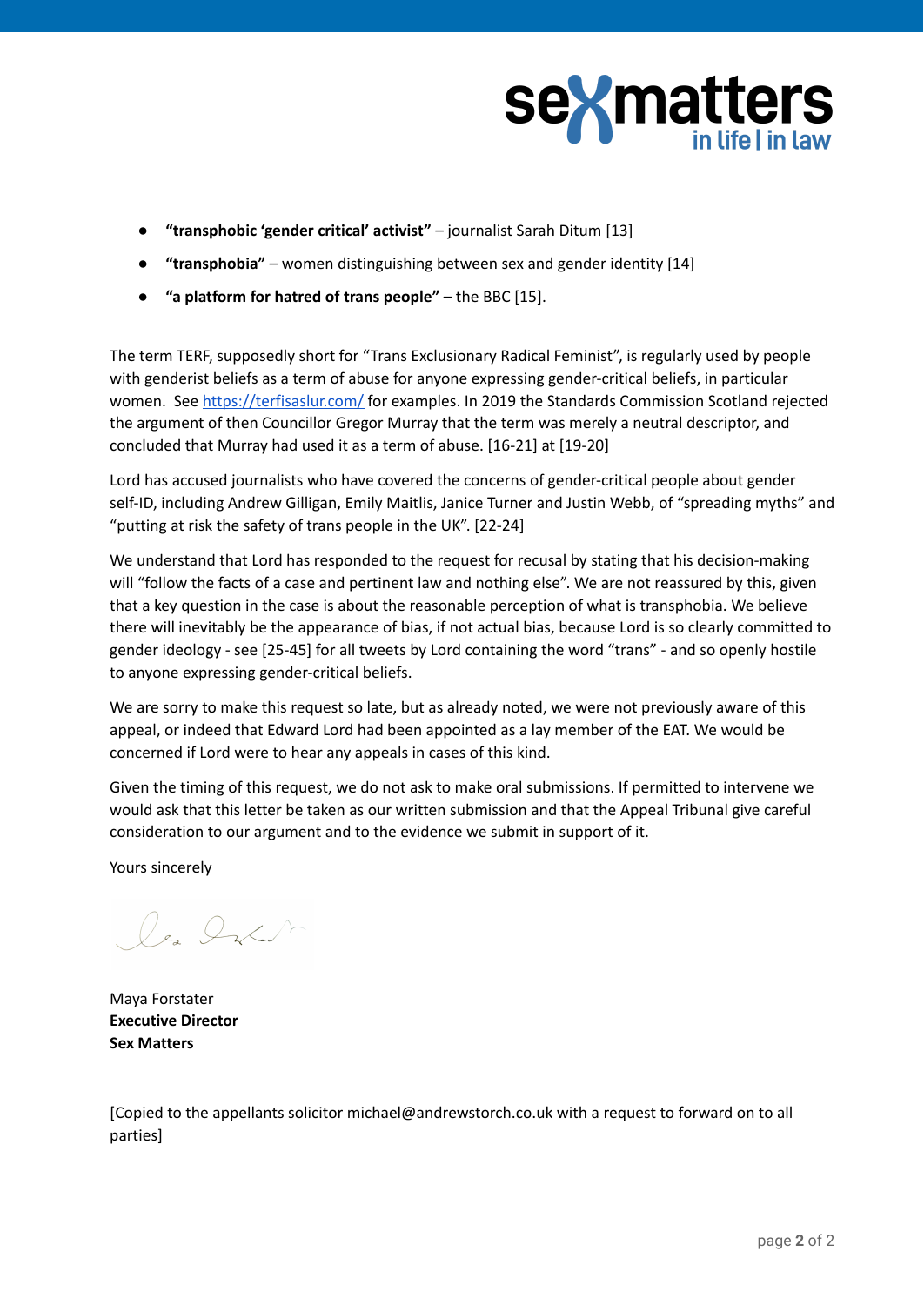- **"transphobic 'gender critical' activist"** – journalist Sarah Ditum [13]
- **"transphobia"** – women distinguishing between sex and gender identity [14]
- **"a platform for hatred of trans people"** – the BBC [15].

The term TERF, supposedly short for "Trans Exclusionary Radical Feminist", is regularly used by people with genderist beliefs as a term of abuse for anyone expressing gender-critical beliefs, in particular women. See https://terfisaslur.com/ for examples. In 2019 the Standards Commission Scotland rejected the argument of then Councillor Gregor Murray that the term was merely a neutral descriptor, and concluded that Murray had used it as a term of abuse. [16-21] at [19-20]

Lord has accused journalists who have covered the concerns of gender-critical people about gender self-ID, including Andrew Gilligan, Emily Maitlis, Janice Turner and Justin Webb, of "spreading myths" and "putting at risk the safety of trans people in the UK". [22-24]

We understand that Lord has responded to the request for recusal by stating that his decision-making will "follow the facts of a case and pertinent law and nothing else". We are not reassured by this, given that a key question in the case is about the reasonable perception of what is transphobia. We believe there will inevitably be the appearance of bias, if not actual bias, because Lord is so clearly committed to gender ideology - see [25-45] for all tweets by Lord containing the word "trans" - and so openly hostile to anyone expressing gender-critical beliefs.

We are sorry to make this request so late, but as already noted, we were not previously aware of this appeal, or indeed that Edward Lord had been appointed as a lay member of the EAT. We would be concerned if Lord were to hear any appeals in cases of this kind.

Given the timing of this request, we do not ask to make oral submissions. If permitted to intervene we would ask that this letter be taken as our written submission and that the Appeal Tribunal give careful consideration to our argument and to the evidence we submit in support of it.

Yours sincerely

Maya Forstater
**Executive Director**
**Sex Matters**

[Copied to the appellants solicitor michael@andrewstorch.co.uk with a request to forward on to all parties]